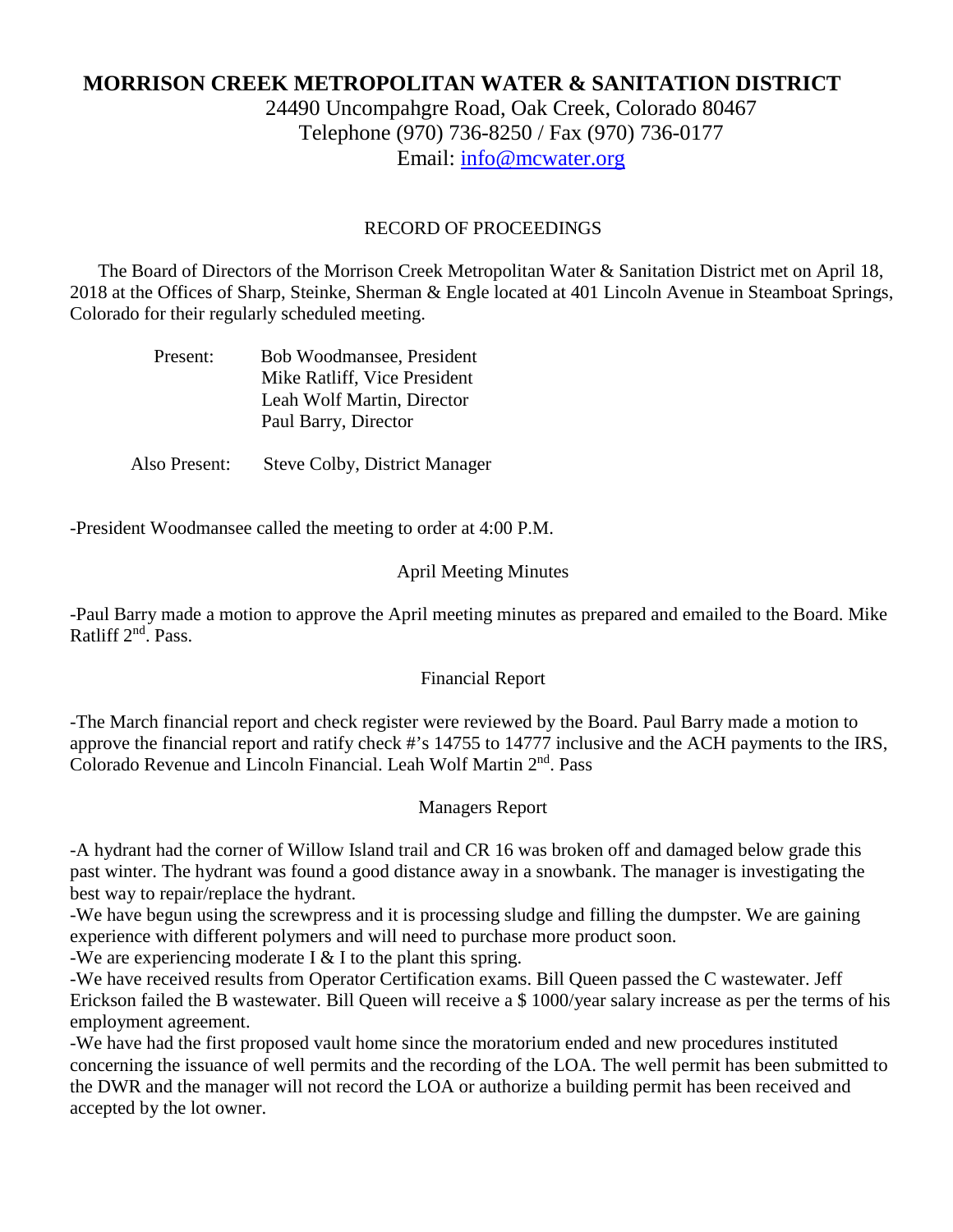# MORRISON CREEK METROPOLITAN WATER & SANITATION DISTRICT

24490 Uncompahgre Road, Oak Creek, Colorado 80467
Telephone (970) 736-8250 / Fax (970) 736-0177
Email: info@mcwater.org

RECORD OF PROCEEDINGS

The Board of Directors of the Morrison Creek Metropolitan Water & Sanitation District met on April 18, 2018 at the Offices of Sharp, Steinke, Sherman & Engle located at 401 Lincoln Avenue in Steamboat Springs, Colorado for their regularly scheduled meeting.

Present: Bob Woodmansee, President
Mike Ratliff, Vice President
Leah Wolf Martin, Director
Paul Barry, Director

Also Present: Steve Colby, District Manager

-President Woodmansee called the meeting to order at 4:00 P.M.

April Meeting Minutes

-Paul Barry made a motion to approve the April meeting minutes as prepared and emailed to the Board. Mike Ratliff 2nd. Pass.

Financial Report

-The March financial report and check register were reviewed by the Board. Paul Barry made a motion to approve the financial report and ratify check #'s 14755 to 14777 inclusive and the ACH payments to the IRS, Colorado Revenue and Lincoln Financial. Leah Wolf Martin 2nd. Pass

Managers Report

-A hydrant had the corner of Willow Island trail and CR 16 was broken off and damaged below grade this past winter. The hydrant was found a good distance away in a snowbank. The manager is investigating the best way to repair/replace the hydrant.
-We have begun using the screwpress and it is processing sludge and filling the dumpster. We are gaining experience with different polymers and will need to purchase more product soon.
-We are experiencing moderate I & I to the plant this spring.
-We have received results from Operator Certification exams. Bill Queen passed the C wastewater. Jeff Erickson failed the B wastewater. Bill Queen will receive a $ 1000/year salary increase as per the terms of his employment agreement.
-We have had the first proposed vault home since the moratorium ended and new procedures instituted concerning the issuance of well permits and the recording of the LOA. The well permit has been submitted to the DWR and the manager will not record the LOA or authorize a building permit has been received and accepted by the lot owner.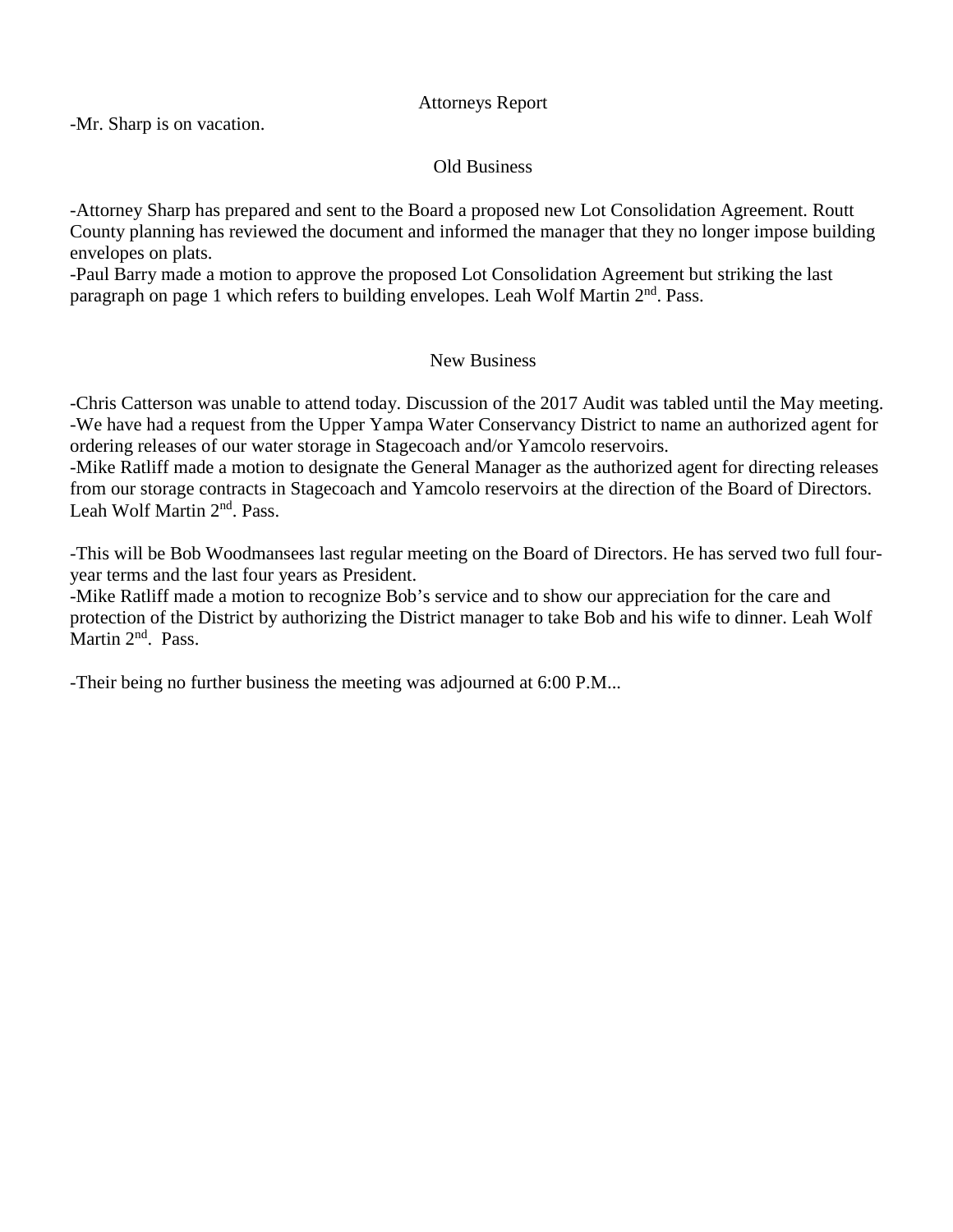## Attorneys Report

-Mr. Sharp is on vacation.

## Old Business

-Attorney Sharp has prepared and sent to the Board a proposed new Lot Consolidation Agreement. Routt County planning has reviewed the document and informed the manager that they no longer impose building envelopes on plats.
-Paul Barry made a motion to approve the proposed Lot Consolidation Agreement but striking the last paragraph on page 1 which refers to building envelopes. Leah Wolf Martin 2nd. Pass.

## New Business

-Chris Catterson was unable to attend today. Discussion of the 2017 Audit was tabled until the May meeting.
-We have had a request from the Upper Yampa Water Conservancy District to name an authorized agent for ordering releases of our water storage in Stagecoach and/or Yamcolo reservoirs.
-Mike Ratliff made a motion to designate the General Manager as the authorized agent for directing releases from our storage contracts in Stagecoach and Yamcolo reservoirs at the direction of the Board of Directors. Leah Wolf Martin 2nd. Pass.

-This will be Bob Woodmansees last regular meeting on the Board of Directors. He has served two full four-year terms and the last four years as President.
-Mike Ratliff made a motion to recognize Bob's service and to show our appreciation for the care and protection of the District by authorizing the District manager to take Bob and his wife to dinner. Leah Wolf Martin 2nd. Pass.

-Their being no further business the meeting was adjourned at 6:00 P.M...